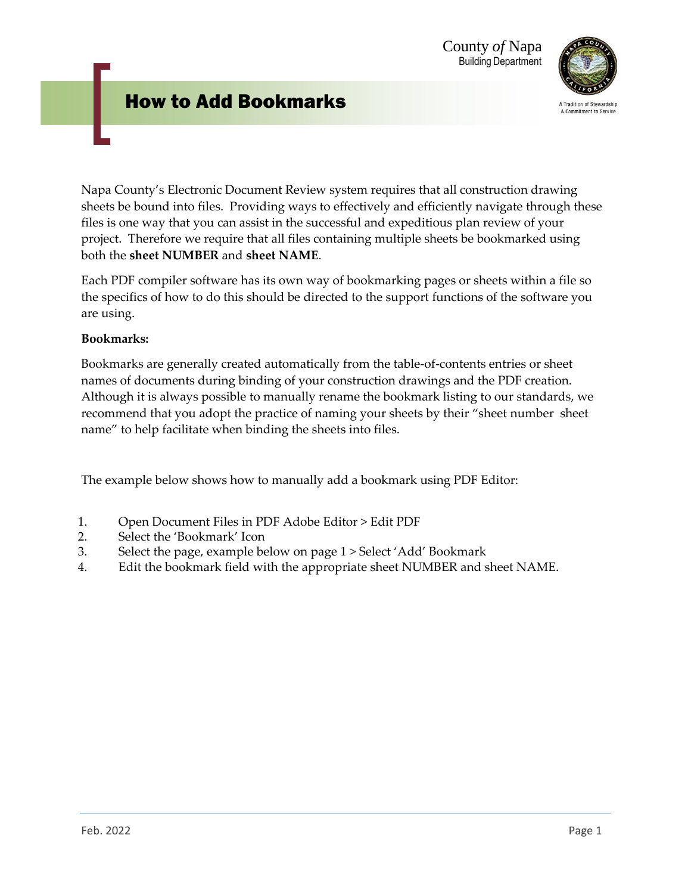County *of* Napa
Building Department

A Tradition of Stewardship
A Commitment to Service

# How to Add Bookmarks

Napa County's Electronic Document Review system requires that all construction drawing sheets be bound into files. Providing ways to effectively and efficiently navigate through these files is one way that you can assist in the successful and expeditious plan review of your project. Therefore we require that all files containing multiple sheets be bookmarked using both the **sheet NUMBER** and **sheet NAME**.

Each PDF compiler software has its own way of bookmarking pages or sheets within a file so the specifics of how to do this should be directed to the support functions of the software you are using.

**Bookmarks:**

Bookmarks are generally created automatically from the table-of-contents entries or sheet names of documents during binding of your construction drawings and the PDF creation. Although it is always possible to manually rename the bookmark listing to our standards, we recommend that you adopt the practice of naming your sheets by their "sheet number sheet name" to help facilitate when binding the sheets into files.

The example below shows how to manually add a bookmark using PDF Editor:

1. Open Document Files in PDF Adobe Editor > Edit PDF
2. Select the 'Bookmark' Icon
3. Select the page, example below on page 1 > Select 'Add' Bookmark
4. Edit the bookmark field with the appropriate sheet NUMBER and sheet NAME.

Feb. 2022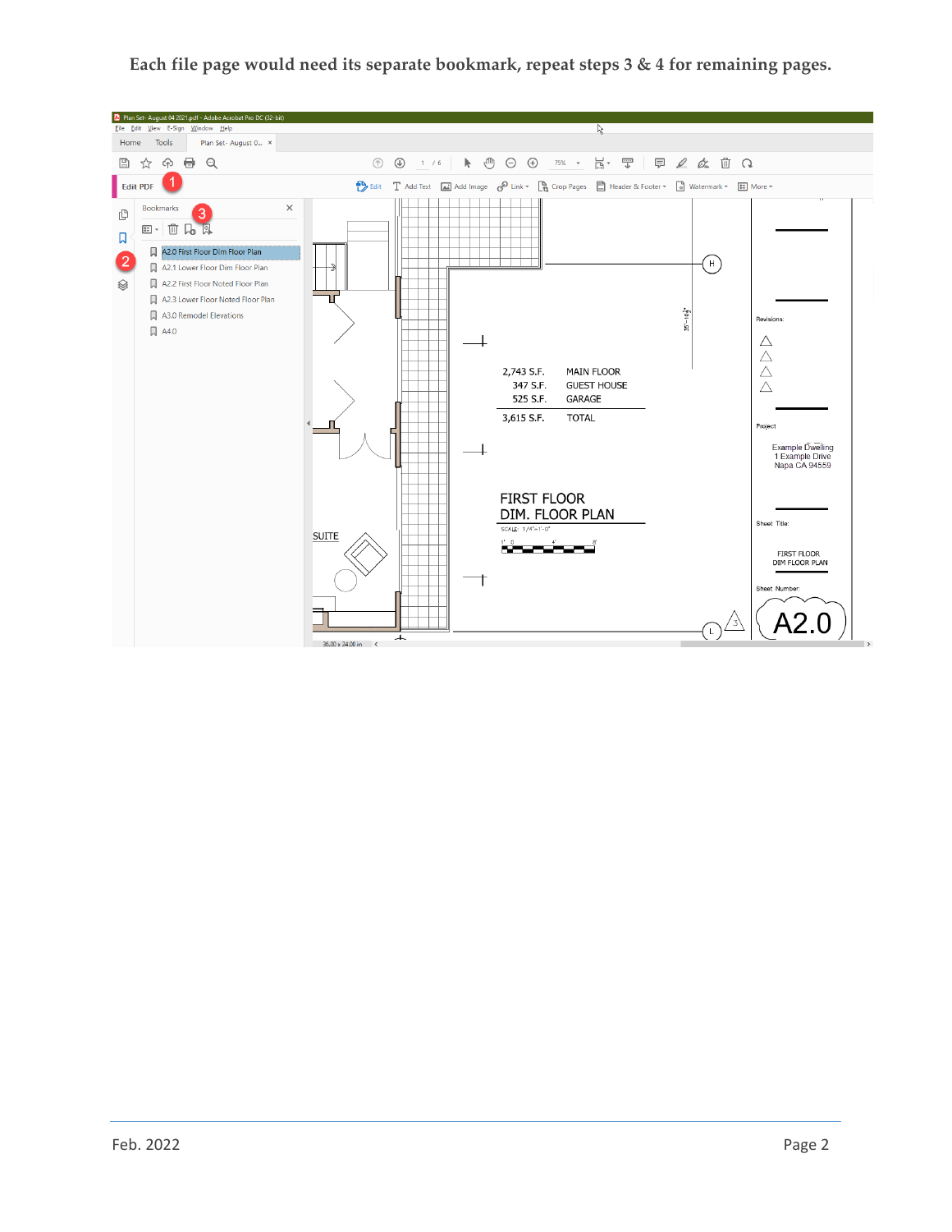**Each file page would need its separate bookmark, repeat steps 3 & 4 for remaining pages.**

Feb. 2022